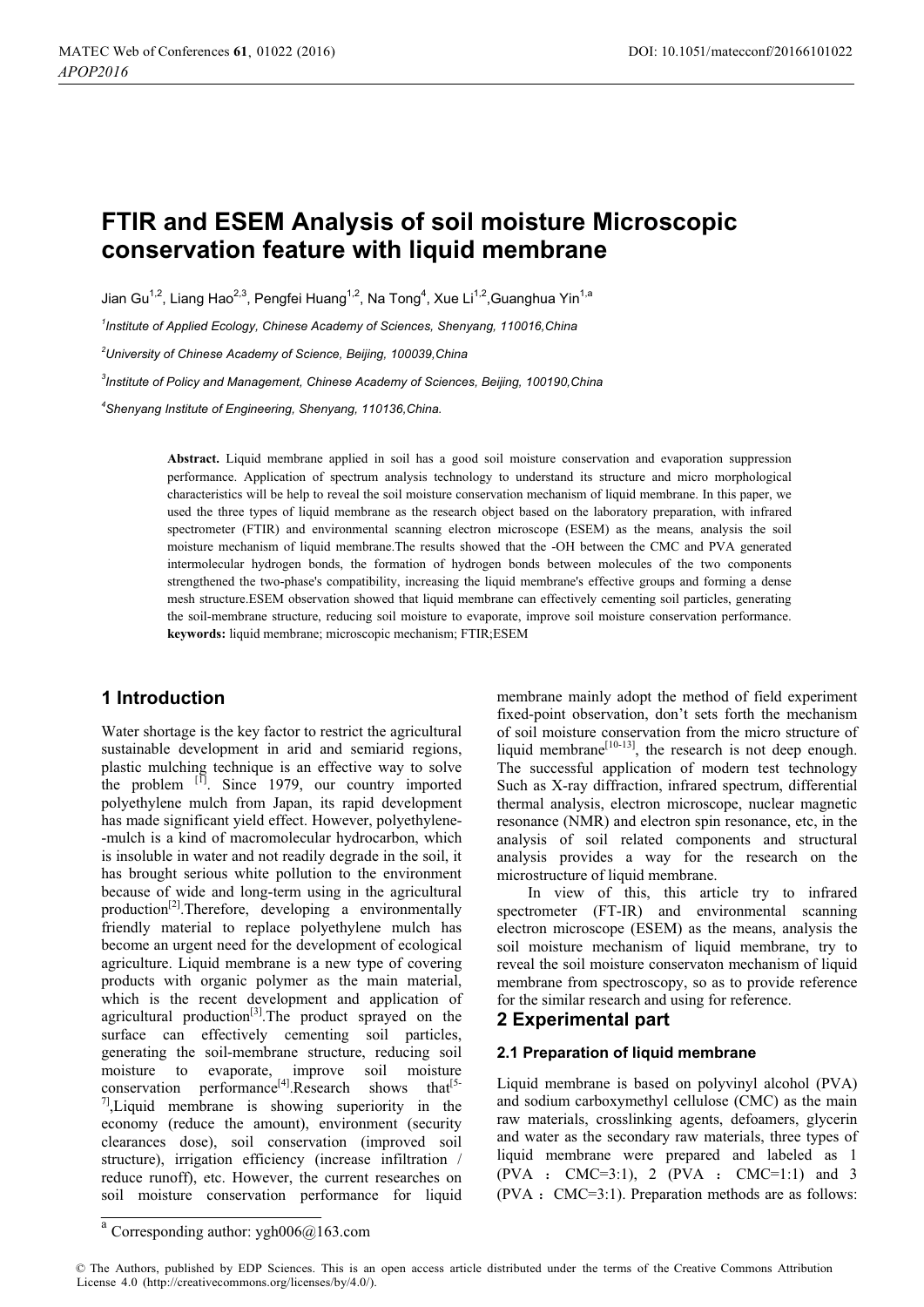# FTIR and ESEM Analysis of soil moisture Microscopic conservation feature with liquid membrane

Jian Gu[1,2], Liang Hao[2,3], Pengfei Huang[1,2], Na Tong[4], Xue Li[1,2],Guanghua Yin[1,a]

[1]*Institute of Applied Ecology, Chinese Academy of Sciences, Shenyang, 110016,China*

[2]*University of Chinese Academy of Science, Beijing, 100039,China*

[3]*Institute of Policy and Management, Chinese Academy of Sciences, Beijing, 100190,China*

[4]*Shenyang Institute of Engineering, Shenyang, 110136,China.*

**Abstract.** Liquid membrane applied in soil has a good soil moisture conservation and evaporation suppression performance. Application of spectrum analysis technology to understand its structure and micro morphological characteristics will be help to reveal the soil moisture conservation mechanism of liquid membrane. In this paper, we used the three types of liquid membrane as the research object based on the laboratory preparation, with infrared spectrometer (FTIR) and environmental scanning electron microscope (ESEM) as the means, analysis the soil moisture mechanism of liquid membrane.The results showed that the -OH between the CMC and PVA generated intermolecular hydrogen bonds, the formation of hydrogen bonds between molecules of the two components strengthened the two-phase's compatibility, increasing the liquid membrane's effective groups and forming a dense mesh structure.ESEM observation showed that liquid membrane can effectively cementing soil particles, generating the soil-membrane structure, reducing soil moisture to evaporate, improve soil moisture conservation performance. **keywords:** liquid membrane; microscopic mechanism; FTIR;ESEM

## 1 Introduction

Water shortage is the key factor to restrict the agricultural sustainable development in arid and semiarid regions, plastic mulching technique is an effective way to solve the problem [1]. Since 1979, our country imported polyethylene mulch from Japan, its rapid development has made significant yield effect. However, polyethylene--mulch is a kind of macromolecular hydrocarbon, which is insoluble in water and not readily degrade in the soil, it has brought serious white pollution to the environment because of wide and long-term using in the agricultural production[2].Therefore, developing a environmentally friendly material to replace polyethylene mulch has become an urgent need for the development of ecological agriculture. Liquid membrane is a new type of covering products with organic polymer as the main material, which is the recent development and application of agricultural production[3].The product sprayed on the surface can effectively cementing soil particles, generating the soil-membrane structure, reducing soil moisture to evaporate, improve soil moisture conservation performance[4].Research shows that[5-7],Liquid membrane is showing superiority in the economy (reduce the amount), environment (security clearances dose), soil conservation (improved soil structure), irrigation efficiency (increase infiltration / reduce runoff), etc. However, the current researches on soil moisture conservation performance for liquid membrane mainly adopt the method of field experiment fixed-point observation, don't sets forth the mechanism of soil moisture conservation from the micro structure of liquid membrane[10-13], the research is not deep enough. The successful application of modern test technology Such as X-ray diffraction, infrared spectrum, differential thermal analysis, electron microscope, nuclear magnetic resonance (NMR) and electron spin resonance, etc, in the analysis of soil related components and structural analysis provides a way for the research on the microstructure of liquid membrane.

In view of this, this article try to infrared spectrometer (FT-IR) and environmental scanning electron microscope (ESEM) as the means, analysis the soil moisture mechanism of liquid membrane, try to reveal the soil moisture conservaton mechanism of liquid membrane from spectroscopy, so as to provide reference for the similar research and using for reference.

## 2 Experimental part

### 2.1 Preparation of liquid membrane

Liquid membrane is based on polyvinyl alcohol (PVA) and sodium carboxymethyl cellulose (CMC) as the main raw materials, crosslinking agents, defoamers, glycerin and water as the secondary raw materials, three types of liquid membrane were prepared and labeled as 1 (PVA ：CMC=3:1), 2 (PVA ：CMC=1:1) and 3 (PVA ：CMC=3:1). Preparation methods are as follows:

[a] Corresponding author: ygh006@163.com

© The Authors, published by EDP Sciences. This is an open access article distributed under the terms of the Creative Commons Attribution License 4.0 (http://creativecommons.org/licenses/by/4.0/).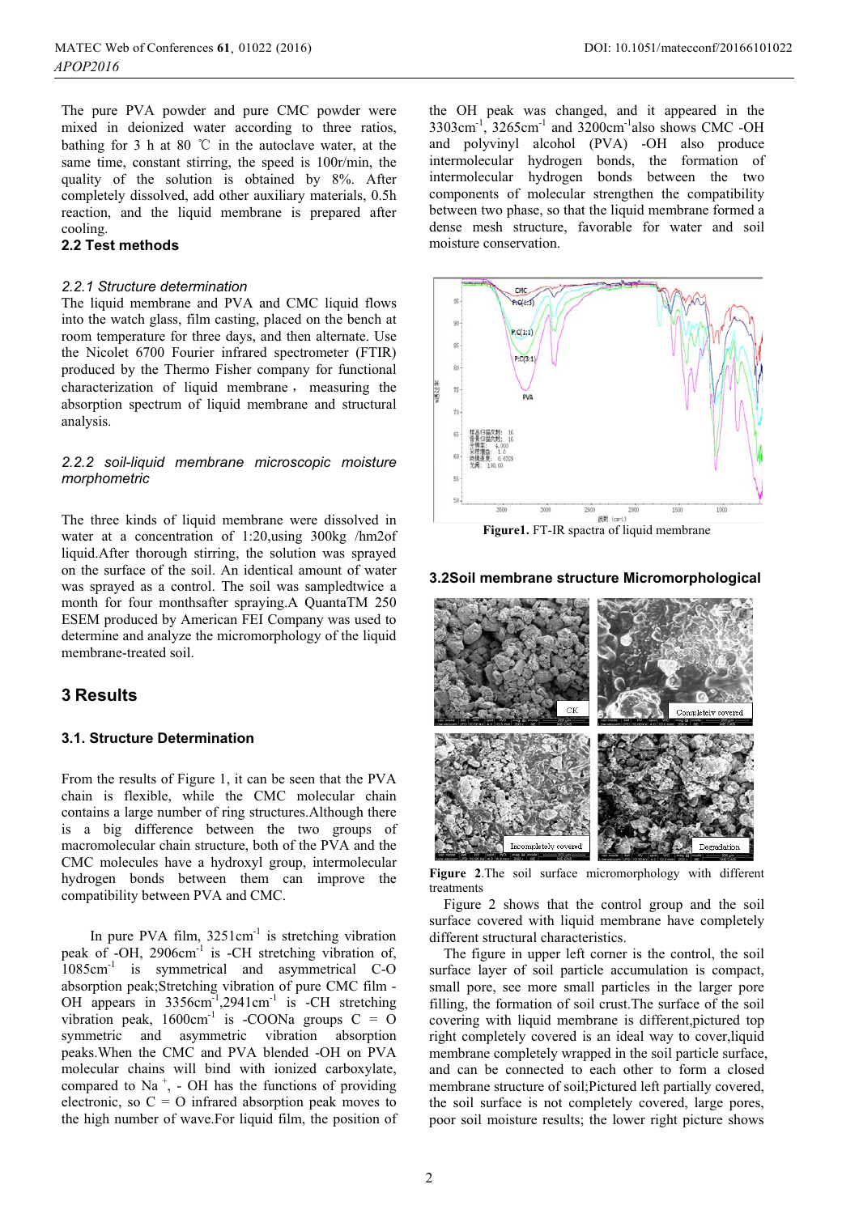The pure PVA powder and pure CMC powder were mixed in deionized water according to three ratios, bathing for 3 h at 80 ℃ in the autoclave water, at the same time, constant stirring, the speed is 100r/min, the quality of the solution is obtained by 8%. After completely dissolved, add other auxiliary materials, 0.5h reaction, and the liquid membrane is prepared after cooling.

**2.2 Test methods**

*2.2.1 Structure determination*

The liquid membrane and PVA and CMC liquid flows into the watch glass, film casting, placed on the bench at room temperature for three days, and then alternate. Use the Nicolet 6700 Fourier infrared spectrometer (FTIR) produced by the Thermo Fisher company for functional characterization of liquid membrane，measuring the absorption spectrum of liquid membrane and structural analysis.

*2.2.2 soil-liquid membrane microscopic moisture morphometric*

The three kinds of liquid membrane were dissolved in water at a concentration of 1:20,using 300kg /hm2of liquid.After thorough stirring, the solution was sprayed on the surface of the soil. An identical amount of water was sprayed as a control. The soil was sampledtwice a month for four monthsafter spraying.A QuantaTM 250 ESEM produced by American FEI Company was used to determine and analyze the micromorphology of the liquid membrane-treated soil.

## 3 Results

### 3.1. Structure Determination

From the results of Figure 1, it can be seen that the PVA chain is flexible, while the CMC molecular chain contains a large number of ring structures.Although there is a big difference between the two groups of macromolecular chain structure, both of the PVA and the CMC molecules have a hydroxyl group, intermolecular hydrogen bonds between them can improve the compatibility between PVA and CMC.

In pure PVA film, 3251cm$^{-1}$ is stretching vibration peak of -OH, 2906cm$^{-1}$ is -CH stretching vibration of, 1085cm$^{-1}$ is symmetrical and asymmetrical C-O absorption peak;Stretching vibration of pure CMC film -OH appears in 3356cm$^{-1}$,2941cm$^{-1}$ is -CH stretching vibration peak, 1600cm$^{-1}$ is -COONa groups C = O symmetric and asymmetric vibration absorption peaks.When the CMC and PVA blended -OH on PVA molecular chains will bind with ionized carboxylate, compared to $Na^+$, - OH has the functions of providing electronic, so C = O infrared absorption peak moves to the high number of wave.For liquid film, the position of the OH peak was changed, and it appeared in the 3303cm$^{-1}$, 3265cm$^{-1}$ and 3200cm$^{-1}$also shows CMC -OH and polyvinyl alcohol (PVA) -OH also produce intermolecular hydrogen bonds, the formation of intermolecular hydrogen bonds between the two components of molecular strengthen the compatibility between two phase, so that the liquid membrane formed a dense mesh structure, favorable for water and soil moisture conservation.

**Figure1.** FT-IR spectra of liquid membrane

### 3.2Soil membrane structure Micromorphological

**Figure 2**.The soil surface micromorphology with different treatments

Figure 2 shows that the control group and the soil surface covered with liquid membrane have completely different structural characteristics.

The figure in upper left corner is the control, the soil surface layer of soil particle accumulation is compact, small pore, see more small particles in the larger pore filling, the formation of soil crust.The surface of the soil covering with liquid membrane is different,pictured top right completely covered is an ideal way to cover,liquid membrane completely wrapped in the soil particle surface, and can be connected to each other to form a closed membrane structure of soil;Pictured left partially covered, the soil surface is not completely covered, large pores, poor soil moisture results; the lower right picture shows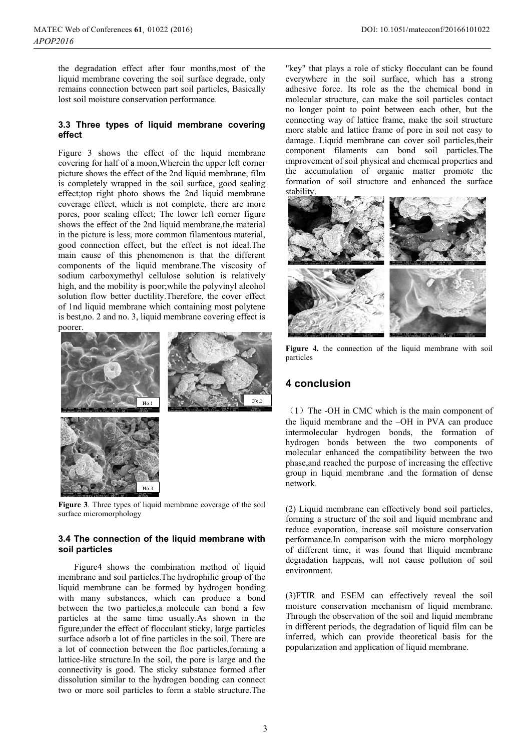the degradation effect after four months,most of the liquid membrane covering the soil surface degrade, only remains connection between part soil particles, Basically lost soil moisture conservation performance.

### 3.3 Three types of liquid membrane covering effect

Figure 3 shows the effect of the liquid membrane covering for half of a moon,Wherein the upper left corner picture shows the effect of the 2nd liquid membrane, film is completely wrapped in the soil surface, good sealing effect;top right photo shows the 2nd liquid membrane coverage effect, which is not complete, there are more pores, poor sealing effect; The lower left corner figure shows the effect of the 2nd liquid membrane,the material in the picture is less, more common filamentous material, good connection effect, but the effect is not ideal.The main cause of this phenomenon is that the different components of the liquid membrane.The viscosity of sodium carboxymethyl cellulose solution is relatively high, and the mobility is poor;while the polyvinyl alcohol solution flow better ductility.Therefore, the cover effect of 1nd liquid membrane which containing most polytene is best,no. 2 and no. 3, liquid membrane covering effect is poorer.

**Figure 3**. Three types of liquid membrane coverage of the soil surface micromorphology

### 3.4 The connection of the liquid membrane with soil particles

Figure4 shows the combination method of liquid membrane and soil particles.The hydrophilic group of the liquid membrane can be formed by hydrogen bonding with many substances, which can produce a bond between the two particles,a molecule can bond a few particles at the same time usually.As shown in the figure,under the effect of flocculant sticky, large particles surface adsorb a lot of fine particles in the soil. There are a lot of connection between the floc particles,forming a lattice-like structure.In the soil, the pore is large and the connectivity is good. The sticky substance formed after dissolution similar to the hydrogen bonding can connect two or more soil particles to form a stable structure.The "key" that plays a role of sticky flocculant can be found everywhere in the soil surface, which has a strong adhesive force. Its role as the the chemical bond in molecular structure, can make the soil particles contact no longer point to point between each other, but the connecting way of lattice frame, make the soil structure more stable and lattice frame of pore in soil not easy to damage. Liquid membrane can cover soil particles,their component filaments can bond soil particles.The improvement of soil physical and chemical properties and the accumulation of organic matter promote the formation of soil structure and enhanced the surface stability.

**Figure 4.** the connection of the liquid membrane with soil particles

## 4 conclusion

（1）The -OH in CMC which is the main component of the liquid membrane and the –OH in PVA can produce intermolecular hydrogen bonds, the formation of hydrogen bonds between the two components of molecular enhanced the compatibility between the two phase,and reached the purpose of increasing the effective group in liquid membrane .and the formation of dense network.

(2) Liquid membrane can effectively bond soil particles, forming a structure of the soil and liquid membrane and reduce evaporation, increase soil moisture conservation performance.In comparison with the micro morphology of different time, it was found that lliquid membrane degradation happens, will not cause pollution of soil environment.

(3)FTIR and ESEM can effectively reveal the soil moisture conservation mechanism of liquid membrane. Through the observation of the soil and liquid membrane in different periods, the degradation of liquid film can be inferred, which can provide theoretical basis for the popularization and application of liquid membrane.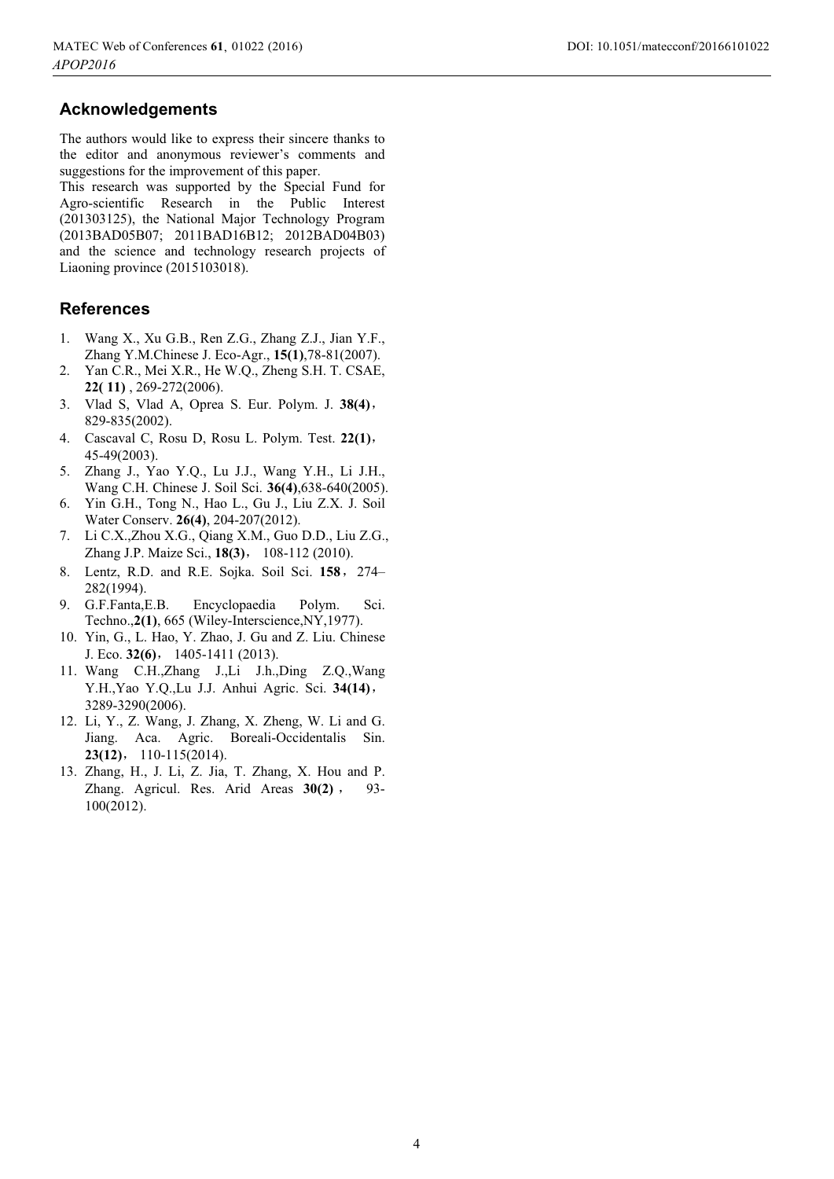## Acknowledgements

The authors would like to express their sincere thanks to the editor and anonymous reviewer's comments and suggestions for the improvement of this paper.

This research was supported by the Special Fund for Agro-scientific Research in the Public Interest (201303125), the National Major Technology Program (2013BAD05B07; 2011BAD16B12; 2012BAD04B03) and the science and technology research projects of Liaoning province (2015103018).

## References

1. Wang X., Xu G.B., Ren Z.G., Zhang Z.J., Jian Y.F., Zhang Y.M.Chinese J. Eco-Agr., **15(1)**,78-81(2007).
2. Yan C.R., Mei X.R., He W.Q., Zheng S.H. T. CSAE, **22( 11)** , 269-272(2006).
3. Vlad S, Vlad A, Oprea S. Eur. Polym. J. **38(4)**, 829-835(2002).
4. Cascaval C, Rosu D, Rosu L. Polym. Test. **22(1)**, 45-49(2003).
5. Zhang J., Yao Y.Q., Lu J.J., Wang Y.H., Li J.H., Wang C.H. Chinese J. Soil Sci. **36(4)**,638-640(2005).
6. Yin G.H., Tong N., Hao L., Gu J., Liu Z.X. J. Soil Water Conserv. **26(4)**, 204-207(2012).
7. Li C.X.,Zhou X.G., Qiang X.M., Guo D.D., Liu Z.G., Zhang J.P. Maize Sci., **18(3)**, 108-112 (2010).
8. Lentz, R.D. and R.E. Sojka. Soil Sci. **158**, 274–282(1994).
9. G.F.Fanta,E.B. Encyclopaedia Polym. Sci. Techno.,**2(1)**, 665 (Wiley-Interscience,NY,1977).
10. Yin, G., L. Hao, Y. Zhao, J. Gu and Z. Liu. Chinese J. Eco. **32(6)**, 1405-1411 (2013).
11. Wang C.H.,Zhang J.,Li J.h.,Ding Z.Q.,Wang Y.H.,Yao Y.Q.,Lu J.J. Anhui Agric. Sci. **34(14)**, 3289-3290(2006).
12. Li, Y., Z. Wang, J. Zhang, X. Zheng, W. Li and G. Jiang. Aca. Agric. Boreali-Occidentalis Sin. **23(12)**, 110-115(2014).
13. Zhang, H., J. Li, Z. Jia, T. Zhang, X. Hou and P. Zhang. Agricul. Res. Arid Areas **30(2)** , 93-100(2012).